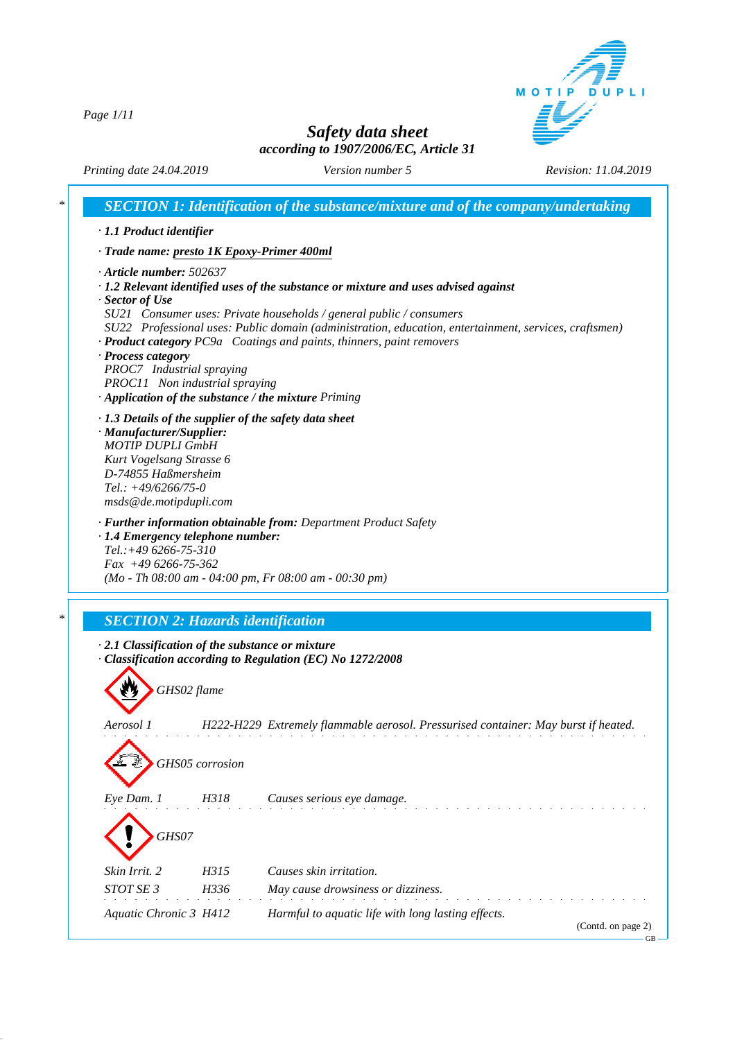# Safety data sheet
*according to 1907/2006/EC, Article 31*

Printing date 24.04.2019 | Version number 5 | Revision: 11.04.2019

## * SECTION 1: Identification of the substance/mixture and of the company/undertaking

· **1.1 Product identifier**

· **Trade name: presto 1K Epoxy-Primer 400ml**

· **Article number:** 502637

· **1.2 Relevant identified uses of the substance or mixture and uses advised against**

· **Sector of Use**
SU21 Consumer uses: Private households / general public / consumers
SU22 Professional uses: Public domain (administration, education, entertainment, services, craftsmen)

· **Product category** PC9a Coatings and paints, thinners, paint removers

· **Process category**
PROC7 Industrial spraying
PROC11 Non industrial spraying

· **Application of the substance / the mixture** Priming

· **1.3 Details of the supplier of the safety data sheet**

· **Manufacturer/Supplier:**
MOTIP DUPLI GmbH
Kurt Vogelsang Strasse 6
D-74855 Haßmersheim
Tel.: +49/6266/75-0
msds@de.motipdupli.com

· **Further information obtainable from:** Department Product Safety

· **1.4 Emergency telephone number:**
Tel.:+49 6266-75-310
Fax +49 6266-75-362
(Mo - Th 08:00 am - 04:00 pm, Fr 08:00 am - 00:30 pm)

## * SECTION 2: Hazards identification

· **2.1 Classification of the substance or mixture**

· **Classification according to Regulation (EC) No 1272/2008**

GHS02 flame

| | | |
|---|---|---|
| Aerosol 1 | H222-H229 | Extremely flammable aerosol. Pressurised container: May burst if heated. |

GHS05 corrosion

| | | |
|---|---|---|
| Eye Dam. 1 | H318 | Causes serious eye damage. |

GHS07

| | | |
|---|---|---|
| Skin Irrit. 2 | H315 | Causes skin irritation. |
| STOT SE 3 | H336 | May cause drowsiness or dizziness. |
| Aquatic Chronic 3 | H412 | Harmful to aquatic life with long lasting effects. |

(Contd. on page 2)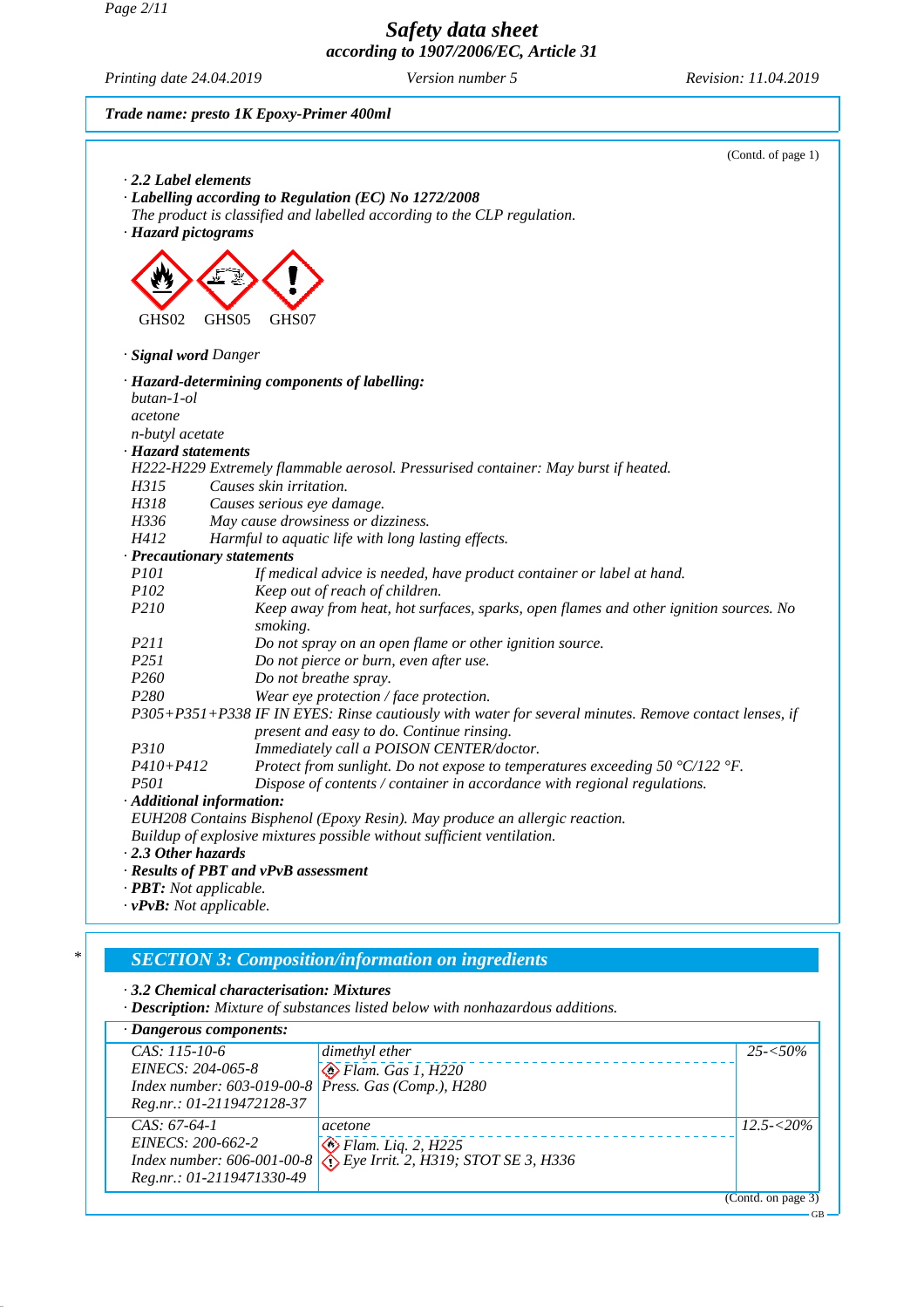**Trade name: presto 1K Epoxy-Primer 400ml**

(Contd. of page 1)

· **2.2 Label elements**
· **Labelling according to Regulation (EC) No 1272/2008**
The product is classified and labelled according to the CLP regulation.
· **Hazard pictograms**

GHS02 GHS05 GHS07

· **Signal word** Danger

· **Hazard-determining components of labelling:**
butan-1-ol
acetone
n-butyl acetate
· **Hazard statements**
H222-H229 Extremely flammable aerosol. Pressurised container: May burst if heated.
H315 Causes skin irritation.
H318 Causes serious eye damage.
H336 May cause drowsiness or dizziness.
H412 Harmful to aquatic life with long lasting effects.
· **Precautionary statements**
P101 If medical advice is needed, have product container or label at hand.
P102 Keep out of reach of children.
P210 Keep away from heat, hot surfaces, sparks, open flames and other ignition sources. No smoking.
P211 Do not spray on an open flame or other ignition source.
P251 Do not pierce or burn, even after use.
P260 Do not breathe spray.
P280 Wear eye protection / face protection.
P305+P351+P338 IF IN EYES: Rinse cautiously with water for several minutes. Remove contact lenses, if present and easy to do. Continue rinsing.
P310 Immediately call a POISON CENTER/doctor.
P410+P412 Protect from sunlight. Do not expose to temperatures exceeding 50 °C/122 °F.
P501 Dispose of contents / container in accordance with regional regulations.
· **Additional information:**
EUH208 Contains Bisphenol (Epoxy Resin). May produce an allergic reaction.
Buildup of explosive mixtures possible without sufficient ventilation.
· **2.3 Other hazards**
· **Results of PBT and vPvB assessment**
· **PBT:** Not applicable.
· **vPvB:** Not applicable.

## SECTION 3: Composition/information on ingredients

· **3.2 Chemical characterisation: Mixtures**
· **Description:** Mixture of substances listed below with nonhazardous additions.

· **Dangerous components:**

| | | |
|---|---|---|
| CAS: 115-10-6<br>EINECS: 204-065-8<br>Index number: 603-019-00-8<br>Reg.nr.: 01-2119472128-37 | dimethyl ether<br>Flam. Gas 1, H220<br>Press. Gas (Comp.), H280 | 25-<50% |
| CAS: 67-64-1<br>EINECS: 200-662-2<br>Index number: 606-001-00-8<br>Reg.nr.: 01-2119471330-49 | acetone<br>Flam. Liq. 2, H225<br>Eye Irrit. 2, H319; STOT SE 3, H336 | 12.5-<20% |

(Contd. on page 3)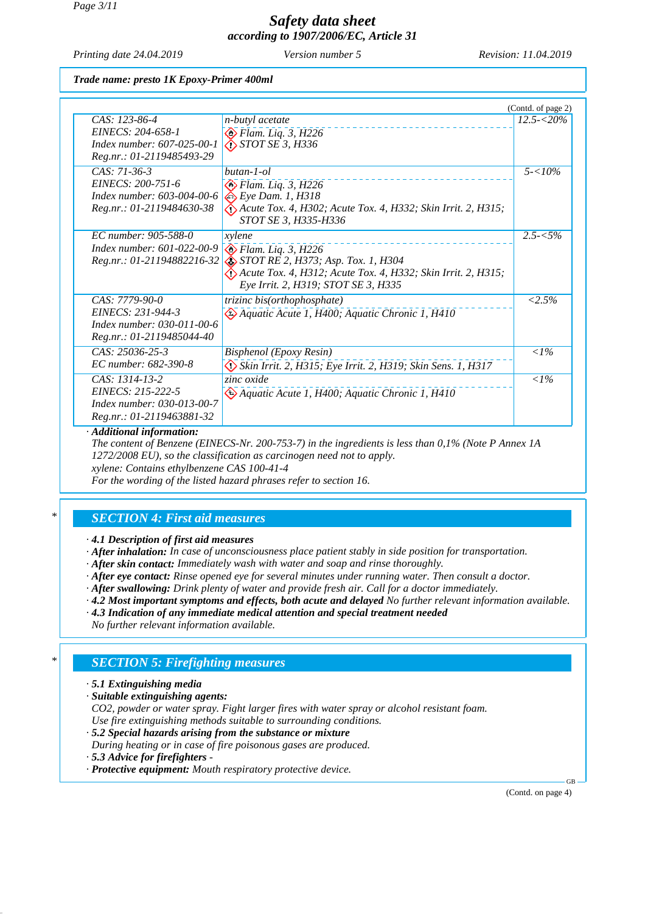Trade name: presto 1K Epoxy-Primer 400ml

(Contd. of page 2)

| Identifiers | Name / Classification | Concentration |
|---|---|---|
| CAS: 123-86-4<br>EINECS: 204-658-1<br>Index number: 607-025-00-1<br>Reg.nr.: 01-2119485493-29 | n-butyl acetate<br>Flam. Liq. 3, H226<br>STOT SE 3, H336 | 12.5-<20% |
| CAS: 71-36-3<br>EINECS: 200-751-6<br>Index number: 603-004-00-6<br>Reg.nr.: 01-2119484630-38 | butan-1-ol<br>Flam. Liq. 3, H226<br>Eye Dam. 1, H318<br>Acute Tox. 4, H302; Acute Tox. 4, H332; Skin Irrit. 2, H315; STOT SE 3, H335-H336 | 5-<10% |
| EC number: 905-588-0<br>Index number: 601-022-00-9<br>Reg.nr.: 01-21194882216-32 | xylene<br>Flam. Liq. 3, H226<br>STOT RE 2, H373; Asp. Tox. 1, H304<br>Acute Tox. 4, H312; Acute Tox. 4, H332; Skin Irrit. 2, H315; Eye Irrit. 2, H319; STOT SE 3, H335 | 2.5-<5% |
| CAS: 7779-90-0<br>EINECS: 231-944-3<br>Index number: 030-011-00-6<br>Reg.nr.: 01-2119485044-40 | trizinc bis(orthophosphate)<br>Aquatic Acute 1, H400; Aquatic Chronic 1, H410 | <2.5% |
| CAS: 25036-25-3<br>EC number: 682-390-8 | Bisphenol (Epoxy Resin)<br>Skin Irrit. 2, H315; Eye Irrit. 2, H319; Skin Sens. 1, H317 | <1% |
| CAS: 1314-13-2<br>EINECS: 215-222-5<br>Index number: 030-013-00-7<br>Reg.nr.: 01-2119463881-32 | zinc oxide<br>Aquatic Acute 1, H400; Aquatic Chronic 1, H410 | <1% |

· **Additional information:**
The content of Benzene (EINECS-Nr. 200-753-7) in the ingredients is less than 0,1% (Note P Annex 1A 1272/2008 EU), so the classification as carcinogen need not to apply.
xylene: Contains ethylbenzene CAS 100-41-4
For the wording of the listed hazard phrases refer to section 16.

## SECTION 4: First aid measures

· **4.1 Description of first aid measures**
· **After inhalation:** In case of unconsciousness place patient stably in side position for transportation.
· **After skin contact:** Immediately wash with water and soap and rinse thoroughly.
· **After eye contact:** Rinse opened eye for several minutes under running water. Then consult a doctor.
· **After swallowing:** Drink plenty of water and provide fresh air. Call for a doctor immediately.
· **4.2 Most important symptoms and effects, both acute and delayed** No further relevant information available.
· **4.3 Indication of any immediate medical attention and special treatment needed**
No further relevant information available.

## SECTION 5: Firefighting measures

· **5.1 Extinguishing media**
· **Suitable extinguishing agents:**
CO2, powder or water spray. Fight larger fires with water spray or alcohol resistant foam.
Use fire extinguishing methods suitable to surrounding conditions.
· **5.2 Special hazards arising from the substance or mixture**
During heating or in case of fire poisonous gases are produced.
· **5.3 Advice for firefighters** -
· **Protective equipment:** Mouth respiratory protective device.

(Contd. on page 4)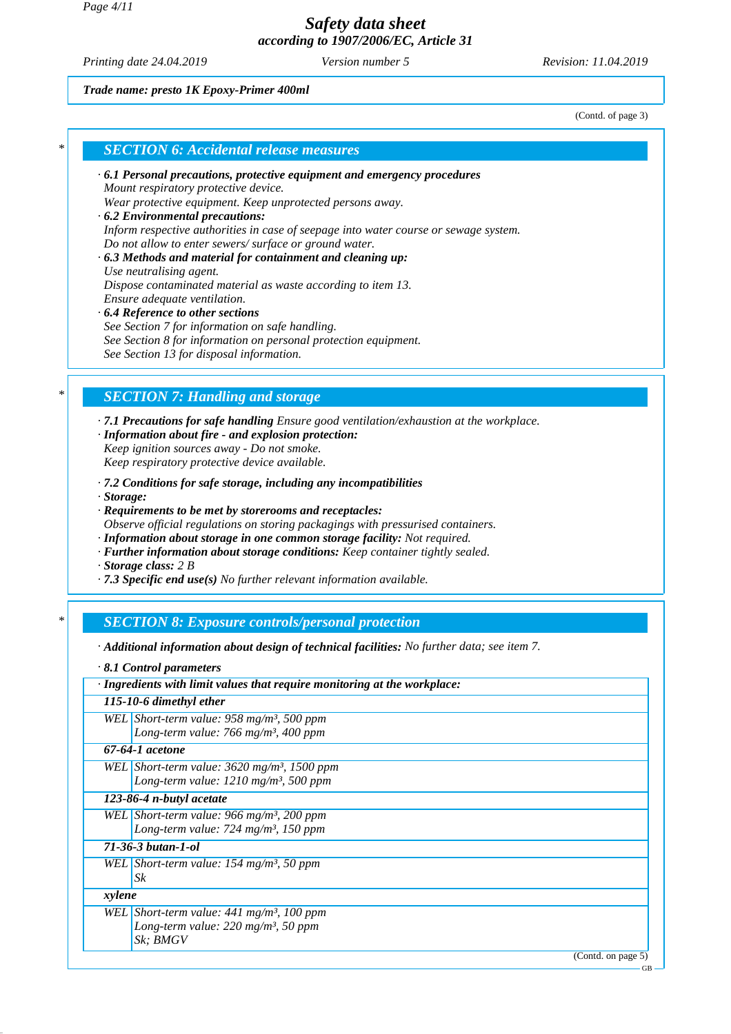**Trade name: presto 1K Epoxy-Primer 400ml**

(Contd. of page 3)

## SECTION 6: Accidental release measures

· **6.1 Personal precautions, protective equipment and emergency procedures**
Mount respiratory protective device.
Wear protective equipment. Keep unprotected persons away.
· **6.2 Environmental precautions:**
Inform respective authorities in case of seepage into water course or sewage system.
Do not allow to enter sewers/ surface or ground water.
· **6.3 Methods and material for containment and cleaning up:**
Use neutralising agent.
Dispose contaminated material as waste according to item 13.
Ensure adequate ventilation.
· **6.4 Reference to other sections**
See Section 7 for information on safe handling.
See Section 8 for information on personal protection equipment.
See Section 13 for disposal information.

## SECTION 7: Handling and storage

· **7.1 Precautions for safe handling** Ensure good ventilation/exhaustion at the workplace.
· **Information about fire - and explosion protection:**
Keep ignition sources away - Do not smoke.
Keep respiratory protective device available.

· **7.2 Conditions for safe storage, including any incompatibilities**
· **Storage:**
· **Requirements to be met by storerooms and receptacles:**
Observe official regulations on storing packagings with pressurised containers.
· **Information about storage in one common storage facility:** Not required.
· **Further information about storage conditions:** Keep container tightly sealed.
· **Storage class:** 2 B
· **7.3 Specific end use(s)** No further relevant information available.

## SECTION 8: Exposure controls/personal protection

· **Additional information about design of technical facilities:** No further data; see item 7.

· **8.1 Control parameters**

| · Ingredients with limit values that require monitoring at the workplace: | |
|---|---|
| **115-10-6 dimethyl ether** | |
| WEL | Short-term value: 958 mg/m³, 500 ppm<br>Long-term value: 766 mg/m³, 400 ppm |
| **67-64-1 acetone** | |
| WEL | Short-term value: 3620 mg/m³, 1500 ppm<br>Long-term value: 1210 mg/m³, 500 ppm |
| **123-86-4 n-butyl acetate** | |
| WEL | Short-term value: 966 mg/m³, 200 ppm<br>Long-term value: 724 mg/m³, 150 ppm |
| **71-36-3 butan-1-ol** | |
| WEL | Short-term value: 154 mg/m³, 50 ppm<br>Sk |
| **xylene** | |
| WEL | Short-term value: 441 mg/m³, 100 ppm<br>Long-term value: 220 mg/m³, 50 ppm<br>Sk; BMGV |

(Contd. on page 5)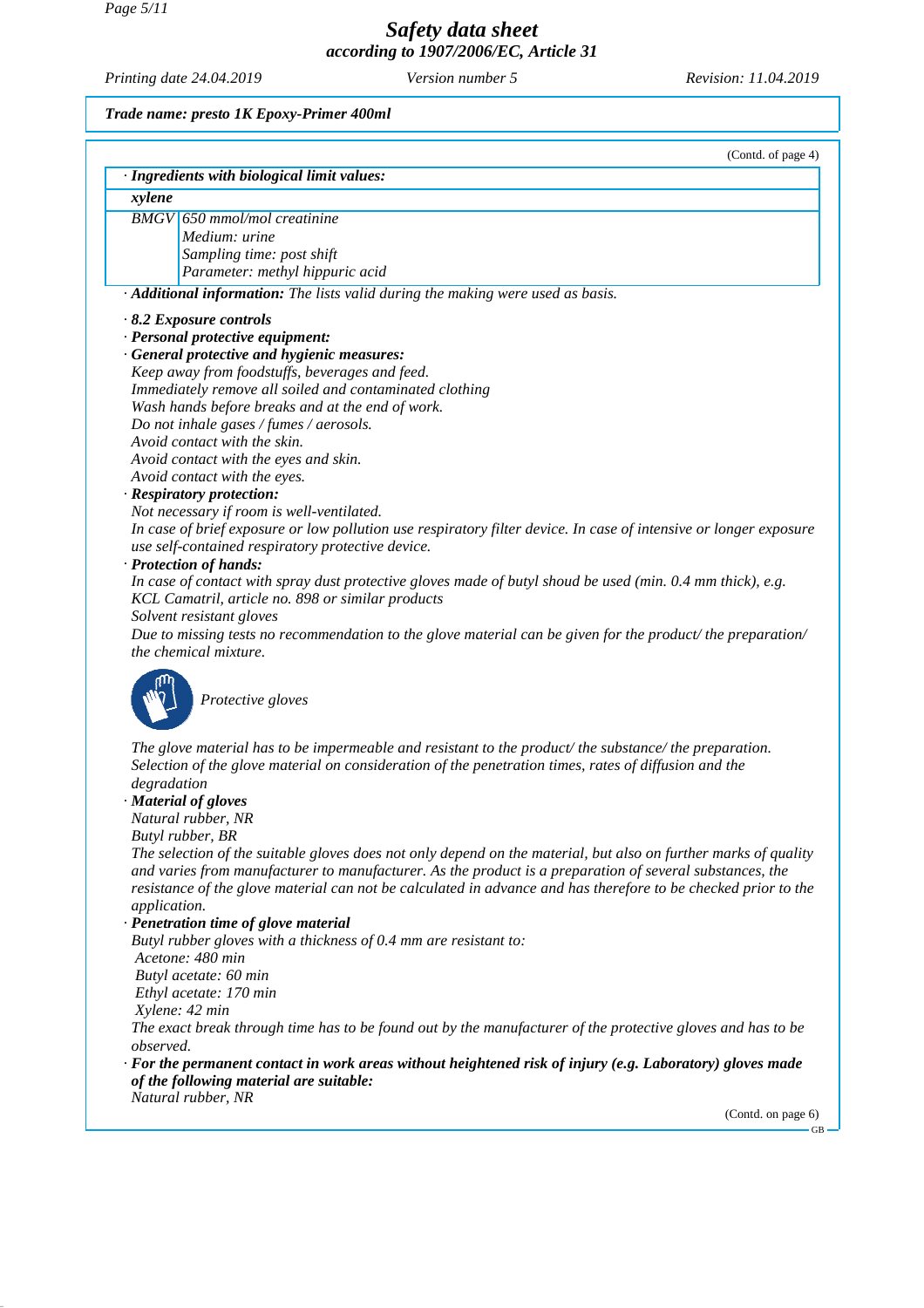(Contd. of page 4)

| · Ingredients with biological limit values: | |
|---|---|
| **xylene** | |
| BMGV | 650 mmol/mol creatinine<br>Medium: urine<br>Sampling time: post shift<br>Parameter: methyl hippuric acid |

· **Additional information:** The lists valid during the making were used as basis.

· **8.2 Exposure controls**

· **Personal protective equipment:**

· **General protective and hygienic measures:**

Keep away from foodstuffs, beverages and feed.
Immediately remove all soiled and contaminated clothing
Wash hands before breaks and at the end of work.
Do not inhale gases / fumes / aerosols.
Avoid contact with the skin.
Avoid contact with the eyes and skin.
Avoid contact with the eyes.

· **Respiratory protection:**

Not necessary if room is well-ventilated.
In case of brief exposure or low pollution use respiratory filter device. In case of intensive or longer exposure use self-contained respiratory protective device.

· **Protection of hands:**

In case of contact with spray dust protective gloves made of butyl shoud be used (min. 0.4 mm thick), e.g. KCL Camatril, article no. 898 or similar products
Solvent resistant gloves
Due to missing tests no recommendation to the glove material can be given for the product/ the preparation/ the chemical mixture.

Protective gloves

The glove material has to be impermeable and resistant to the product/ the substance/ the preparation.
Selection of the glove material on consideration of the penetration times, rates of diffusion and the degradation

· **Material of gloves**

Natural rubber, NR
Butyl rubber, BR
The selection of the suitable gloves does not only depend on the material, but also on further marks of quality and varies from manufacturer to manufacturer. As the product is a preparation of several substances, the resistance of the glove material can not be calculated in advance and has therefore to be checked prior to the application.

· **Penetration time of glove material**

Butyl rubber gloves with a thickness of 0.4 mm are resistant to:
Acetone: 480 min
Butyl acetate: 60 min
Ethyl acetate: 170 min
Xylene: 42 min
The exact break through time has to be found out by the manufacturer of the protective gloves and has to be observed.

· **For the permanent contact in work areas without heightened risk of injury (e.g. Laboratory) gloves made of the following material are suitable:**

Natural rubber, NR

(Contd. on page 6)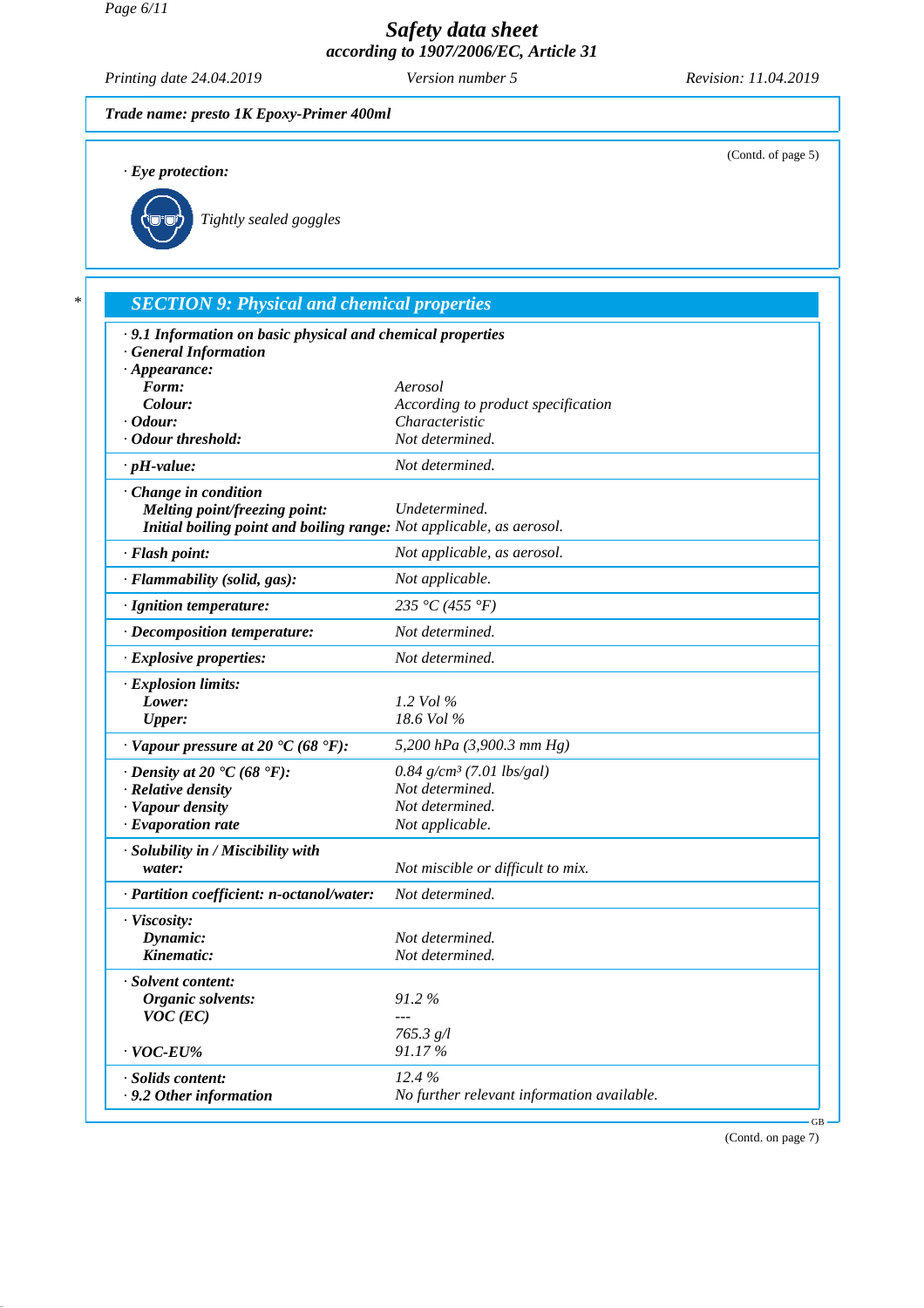(Contd. of page 5)

· **Eye protection:**

Tightly sealed goggles

## SECTION 9: Physical and chemical properties

| | |
|---|---|
| · **9.1 Information on basic physical and chemical properties** | |
| · **General Information** | |
| · **Appearance:** | |
| **Form:** | *Aerosol* |
| **Colour:** | *According to product specification* |
| · **Odour:** | *Characteristic* |
| · **Odour threshold:** | *Not determined.* |
| · **pH-value:** | *Not determined.* |
| · **Change in condition** | |
| **Melting point/freezing point:** | *Undetermined.* |
| **Initial boiling point and boiling range:** | *Not applicable, as aerosol.* |
| · **Flash point:** | *Not applicable, as aerosol.* |
| · **Flammability (solid, gas):** | *Not applicable.* |
| · **Ignition temperature:** | *235 °C (455 °F)* |
| · **Decomposition temperature:** | *Not determined.* |
| · **Explosive properties:** | *Not determined.* |
| · **Explosion limits:** | |
| **Lower:** | *1.2 Vol %* |
| **Upper:** | *18.6 Vol %* |
| · **Vapour pressure at 20 °C (68 °F):** | *5,200 hPa (3,900.3 mm Hg)* |
| · **Density at 20 °C (68 °F):** | *0.84 g/cm³ (7.01 lbs/gal)* |
| · **Relative density** | *Not determined.* |
| · **Vapour density** | *Not determined.* |
| · **Evaporation rate** | *Not applicable.* |
| · **Solubility in / Miscibility with** | |
| **water:** | *Not miscible or difficult to mix.* |
| · **Partition coefficient: n-octanol/water:** | *Not determined.* |
| · **Viscosity:** | |
| **Dynamic:** | *Not determined.* |
| **Kinematic:** | *Not determined.* |
| · **Solvent content:** | |
| **Organic solvents:** | *91.2 %* |
| **VOC (EC)** | *---* |
| | *765.3 g/l* |
| · **VOC-EU%** | *91.17 %* |
| · **Solids content:** | *12.4 %* |
| · **9.2 Other information** | *No further relevant information available.* |

(Contd. on page 7)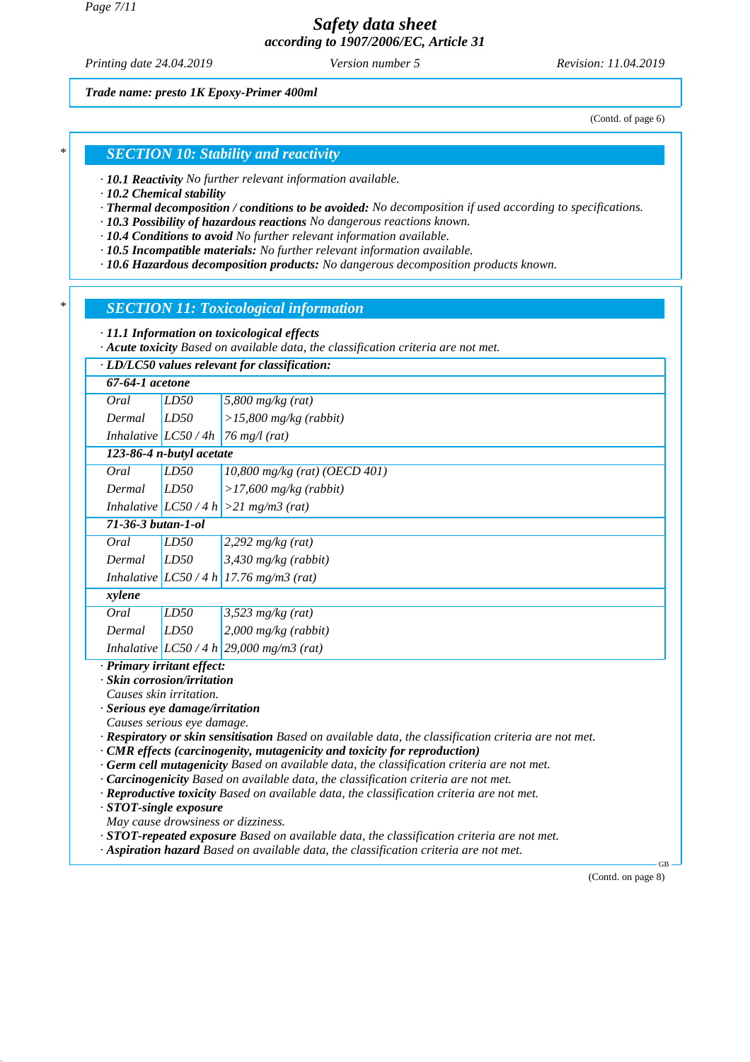Trade name: presto 1K Epoxy-Primer 400ml

(Contd. of page 6)

## SECTION 10: Stability and reactivity

- · **10.1 Reactivity** No further relevant information available.
- · **10.2 Chemical stability**
- · **Thermal decomposition / conditions to be avoided:** No decomposition if used according to specifications.
- · **10.3 Possibility of hazardous reactions** No dangerous reactions known.
- · **10.4 Conditions to avoid** No further relevant information available.
- · **10.5 Incompatible materials:** No further relevant information available.
- · **10.6 Hazardous decomposition products:** No dangerous decomposition products known.

## SECTION 11: Toxicological information

- · **11.1 Information on toxicological effects**
- · **Acute toxicity** Based on available data, the classification criteria are not met.

| · LD/LC50 values relevant for classification: | | |
|---|---|---|
| **67-64-1 acetone** | | |
| Oral | LD50 | 5,800 mg/kg (rat) |
| Dermal | LD50 | >15,800 mg/kg (rabbit) |
| Inhalative | LC50 / 4h | 76 mg/l (rat) |
| **123-86-4 n-butyl acetate** | | |
| Oral | LD50 | 10,800 mg/kg (rat) (OECD 401) |
| Dermal | LD50 | >17,600 mg/kg (rabbit) |
| Inhalative | LC50 / 4 h | >21 mg/m3 (rat) |
| **71-36-3 butan-1-ol** | | |
| Oral | LD50 | 2,292 mg/kg (rat) |
| Dermal | LD50 | 3,430 mg/kg (rabbit) |
| Inhalative | LC50 / 4 h | 17.76 mg/m3 (rat) |
| **xylene** | | |
| Oral | LD50 | 3,523 mg/kg (rat) |
| Dermal | LD50 | 2,000 mg/kg (rabbit) |
| Inhalative | LC50 / 4 h | 29,000 mg/m3 (rat) |

- · **Primary irritant effect:**
- · **Skin corrosion/irritation**
  Causes skin irritation.
- · **Serious eye damage/irritation**
  Causes serious eye damage.
- · **Respiratory or skin sensitisation** Based on available data, the classification criteria are not met.
- · **CMR effects (carcinogenity, mutagenicity and toxicity for reproduction)**
- · **Germ cell mutagenicity** Based on available data, the classification criteria are not met.
- · **Carcinogenicity** Based on available data, the classification criteria are not met.
- · **Reproductive toxicity** Based on available data, the classification criteria are not met.
- · **STOT-single exposure**
  May cause drowsiness or dizziness.
- · **STOT-repeated exposure** Based on available data, the classification criteria are not met.
- · **Aspiration hazard** Based on available data, the classification criteria are not met.

(Contd. on page 8)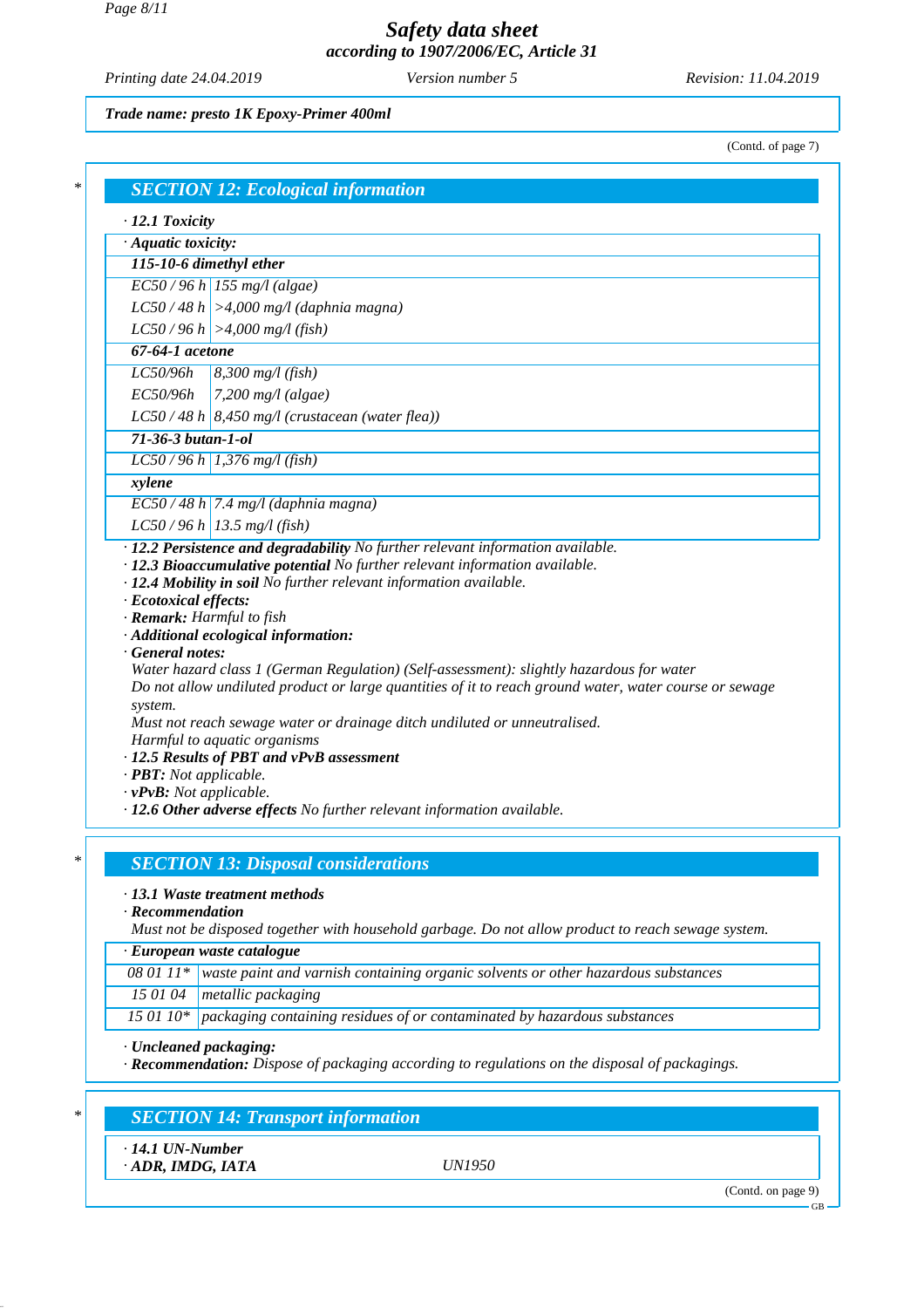*Trade name: presto 1K Epoxy-Primer 400ml*

(Contd. of page 7)

## SECTION 12: Ecological information

· **12.1 Toxicity**

| · **Aquatic toxicity:** | |
|---|---|
| **115-10-6 dimethyl ether** | |
| EC50 / 96 h | 155 mg/l (algae) |
| LC50 / 48 h | >4,000 mg/l (daphnia magna) |
| LC50 / 96 h | >4,000 mg/l (fish) |
| **67-64-1 acetone** | |
| LC50/96h | 8,300 mg/l (fish) |
| EC50/96h | 7,200 mg/l (algae) |
| LC50 / 48 h | 8,450 mg/l (crustacean (water flea)) |
| **71-36-3 butan-1-ol** | |
| LC50 / 96 h | 1,376 mg/l (fish) |
| **xylene** | |
| EC50 / 48 h | 7.4 mg/l (daphnia magna) |
| LC50 / 96 h | 13.5 mg/l (fish) |

· **12.2 Persistence and degradability** No further relevant information available.
· **12.3 Bioaccumulative potential** No further relevant information available.
· **12.4 Mobility in soil** No further relevant information available.
· **Ecotoxical effects:**
· **Remark:** Harmful to fish
· **Additional ecological information:**
· **General notes:**
Water hazard class 1 (German Regulation) (Self-assessment): slightly hazardous for water
Do not allow undiluted product or large quantities of it to reach ground water, water course or sewage system.
Must not reach sewage water or drainage ditch undiluted or unneutralised.
Harmful to aquatic organisms
· **12.5 Results of PBT and vPvB assessment**
· **PBT:** Not applicable.
· **vPvB:** Not applicable.
· **12.6 Other adverse effects** No further relevant information available.

## SECTION 13: Disposal considerations

· **13.1 Waste treatment methods**
· **Recommendation**
Must not be disposed together with household garbage. Do not allow product to reach sewage system.

| · **European waste catalogue** | |
|---|---|
| 08 01 11* | waste paint and varnish containing organic solvents or other hazardous substances |
| 15 01 04 | metallic packaging |
| 15 01 10* | packaging containing residues of or contaminated by hazardous substances |

· **Uncleaned packaging:**
· **Recommendation:** Dispose of packaging according to regulations on the disposal of packagings.

## SECTION 14: Transport information

· **14.1 UN-Number**
· **ADR, IMDG, IATA** UN1950

(Contd. on page 9)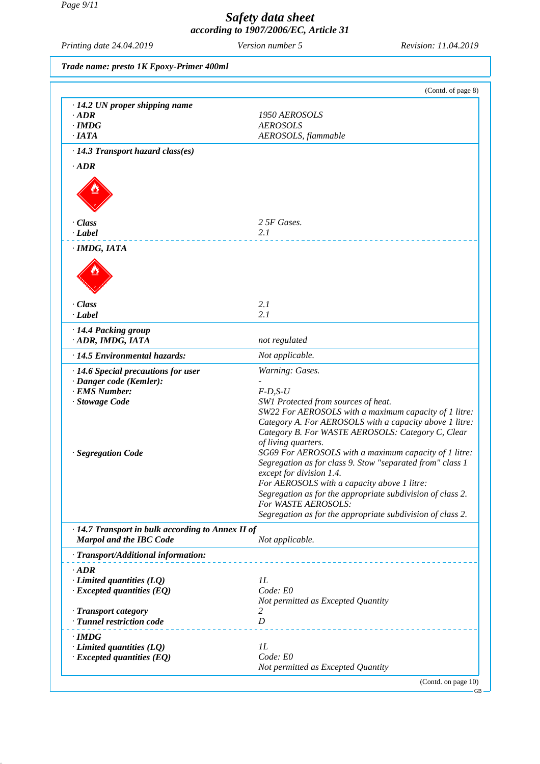**Trade name: presto 1K Epoxy-Primer 400ml**

(Contd. of page 8)

| | |
|---|---|
| · **14.2 UN proper shipping name** | |
| · **ADR** | 1950 AEROSOLS |
| · **IMDG** | AEROSOLS |
| · **IATA** | AEROSOLS, flammable |
| · **14.3 Transport hazard class(es)** | |
| · **ADR** | |
| · **Class** | 2 5F Gases. |
| · **Label** | 2.1 |
| · **IMDG, IATA** | |
| · **Class** | 2.1 |
| · **Label** | 2.1 |
| · **14.4 Packing group** | |
| · **ADR, IMDG, IATA** | not regulated |
| · **14.5 Environmental hazards:** | Not applicable. |
| · **14.6 Special precautions for user** | Warning: Gases. |
| · **Danger code (Kemler):** | - |
| · **EMS Number:** | F-D,S-U |
| · **Stowage Code** | SW1 Protected from sources of heat. SW22 For AEROSOLS with a maximum capacity of 1 litre: Category A. For AEROSOLS with a capacity above 1 litre: Category B. For WASTE AEROSOLS: Category C, Clear of living quarters. |
| · **Segregation Code** | SG69 For AEROSOLS with a maximum capacity of 1 litre: Segregation as for class 9. Stow "separated from" class 1 except for division 1.4. For AEROSOLS with a capacity above 1 litre: Segregation as for the appropriate subdivision of class 2. For WASTE AEROSOLS: Segregation as for the appropriate subdivision of class 2. |
| · **14.7 Transport in bulk according to Annex II of Marpol and the IBC Code** | Not applicable. |
| · **Transport/Additional information:** | |
| · **ADR** | |
| · **Limited quantities (LQ)** | 1L |
| · **Excepted quantities (EQ)** | Code: E0<br>Not permitted as Excepted Quantity |
| · **Transport category** | 2 |
| · **Tunnel restriction code** | D |
| · **IMDG** | |
| · **Limited quantities (LQ)** | 1L |
| · **Excepted quantities (EQ)** | Code: E0<br>Not permitted as Excepted Quantity |

(Contd. on page 10)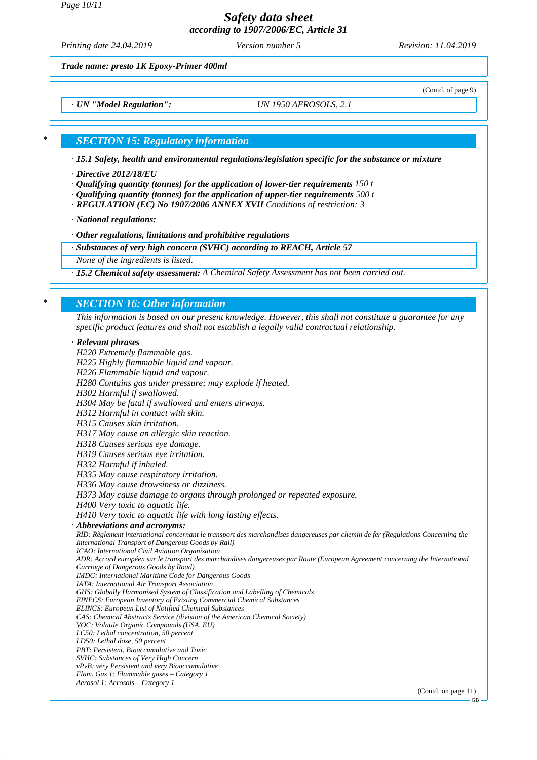**Trade name: presto 1K Epoxy-Primer 400ml**

(Contd. of page 9)

· **UN "Model Regulation":** UN 1950 AEROSOLS, 2.1

## SECTION 15: Regulatory information

· **15.1 Safety, health and environmental regulations/legislation specific for the substance or mixture**

· **Directive 2012/18/EU**
· **Qualifying quantity (tonnes) for the application of lower-tier requirements** 150 t
· **Qualifying quantity (tonnes) for the application of upper-tier requirements** 500 t
· **REGULATION (EC) No 1907/2006 ANNEX XVII** Conditions of restriction: 3

· **National regulations:**

· **Other regulations, limitations and prohibitive regulations**

· **Substances of very high concern (SVHC) according to REACH, Article 57**
None of the ingredients is listed.

· **15.2 Chemical safety assessment:** A Chemical Safety Assessment has not been carried out.

## SECTION 16: Other information

This information is based on our present knowledge. However, this shall not constitute a guarantee for any specific product features and shall not establish a legally valid contractual relationship.

· **Relevant phrases**
H220 Extremely flammable gas.
H225 Highly flammable liquid and vapour.
H226 Flammable liquid and vapour.
H280 Contains gas under pressure; may explode if heated.
H302 Harmful if swallowed.
H304 May be fatal if swallowed and enters airways.
H312 Harmful in contact with skin.
H315 Causes skin irritation.
H317 May cause an allergic skin reaction.
H318 Causes serious eye damage.
H319 Causes serious eye irritation.
H332 Harmful if inhaled.
H335 May cause respiratory irritation.
H336 May cause drowsiness or dizziness.
H373 May cause damage to organs through prolonged or repeated exposure.
H400 Very toxic to aquatic life.
H410 Very toxic to aquatic life with long lasting effects.

· **Abbreviations and acronyms:**
RID: Règlement international concernant le transport des marchandises dangereuses par chemin de fer (Regulations Concerning the International Transport of Dangerous Goods by Rail)
ICAO: International Civil Aviation Organisation
ADR: Accord européen sur le transport des marchandises dangereuses par Route (European Agreement concerning the International Carriage of Dangerous Goods by Road)
IMDG: International Maritime Code for Dangerous Goods
IATA: International Air Transport Association
GHS: Globally Harmonised System of Classification and Labelling of Chemicals
EINECS: European Inventory of Existing Commercial Chemical Substances
ELINCS: European List of Notified Chemical Substances
CAS: Chemical Abstracts Service (division of the American Chemical Society)
VOC: Volatile Organic Compounds (USA, EU)
LC50: Lethal concentration, 50 percent
LD50: Lethal dose, 50 percent
PBT: Persistent, Bioaccumulative and Toxic
SVHC: Substances of Very High Concern
vPvB: very Persistent and very Bioaccumulative
Flam. Gas 1: Flammable gases – Category 1
Aerosol 1: Aerosols – Category 1

(Contd. on page 11)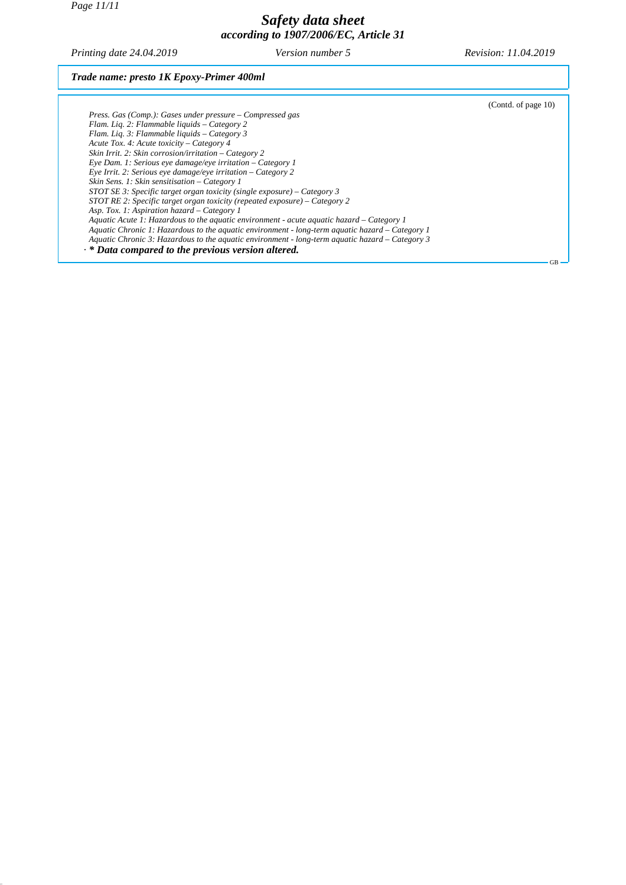## Safety data sheet
### according to 1907/2006/EC, Article 31

*Printing date 24.04.2019* *Version number 5* *Revision: 11.04.2019*

**Trade name: presto 1K Epoxy-Primer 400ml**

(Contd. of page 10)

*Press. Gas (Comp.): Gases under pressure – Compressed gas*
*Flam. Liq. 2: Flammable liquids – Category 2*
*Flam. Liq. 3: Flammable liquids – Category 3*
*Acute Tox. 4: Acute toxicity – Category 4*
*Skin Irrit. 2: Skin corrosion/irritation – Category 2*
*Eye Dam. 1: Serious eye damage/eye irritation – Category 1*
*Eye Irrit. 2: Serious eye damage/eye irritation – Category 2*
*Skin Sens. 1: Skin sensitisation – Category 1*
*STOT SE 3: Specific target organ toxicity (single exposure) – Category 3*
*STOT RE 2: Specific target organ toxicity (repeated exposure) – Category 2*
*Asp. Tox. 1: Aspiration hazard – Category 1*
*Aquatic Acute 1: Hazardous to the aquatic environment - acute aquatic hazard – Category 1*
*Aquatic Chronic 1: Hazardous to the aquatic environment - long-term aquatic hazard – Category 1*
*Aquatic Chronic 3: Hazardous to the aquatic environment - long-term aquatic hazard – Category 3*

· ***\* Data compared to the previous version altered.***

GB